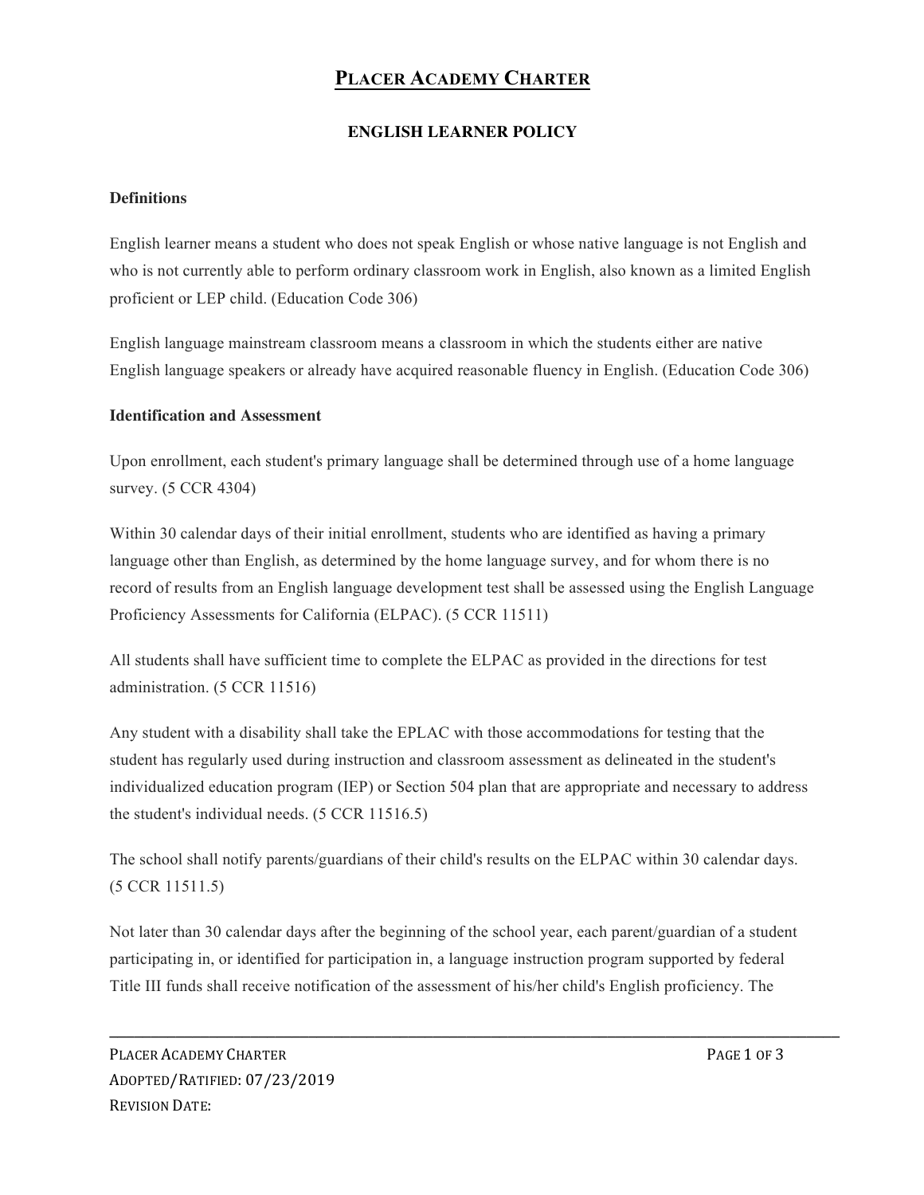# PLACER ACADEMY CHARTER

## ENGLISH LEARNER POLICY

### Definitions

English learner means a student who does not speak English or whose native language is not English and who is not currently able to perform ordinary classroom work in English, also known as a limited English proficient or LEP child. (Education Code 306)

English language mainstream classroom means a classroom in which the students either are native English language speakers or already have acquired reasonable fluency in English. (Education Code 306)

### Identification and Assessment

Upon enrollment, each student's primary language shall be determined through use of a home language survey. (5 CCR 4304)

Within 30 calendar days of their initial enrollment, students who are identified as having a primary language other than English, as determined by the home language survey, and for whom there is no record of results from an English language development test shall be assessed using the English Language Proficiency Assessments for California (ELPAC). (5 CCR 11511)

All students shall have sufficient time to complete the ELPAC as provided in the directions for test administration. (5 CCR 11516)

Any student with a disability shall take the EPLAC with those accommodations for testing that the student has regularly used during instruction and classroom assessment as delineated in the student's individualized education program (IEP) or Section 504 plan that are appropriate and necessary to address the student's individual needs. (5 CCR 11516.5)

The school shall notify parents/guardians of their child's results on the ELPAC within 30 calendar days. (5 CCR 11511.5)

Not later than 30 calendar days after the beginning of the school year, each parent/guardian of a student participating in, or identified for participation in, a language instruction program supported by federal Title III funds shall receive notification of the assessment of his/her child's English proficiency. The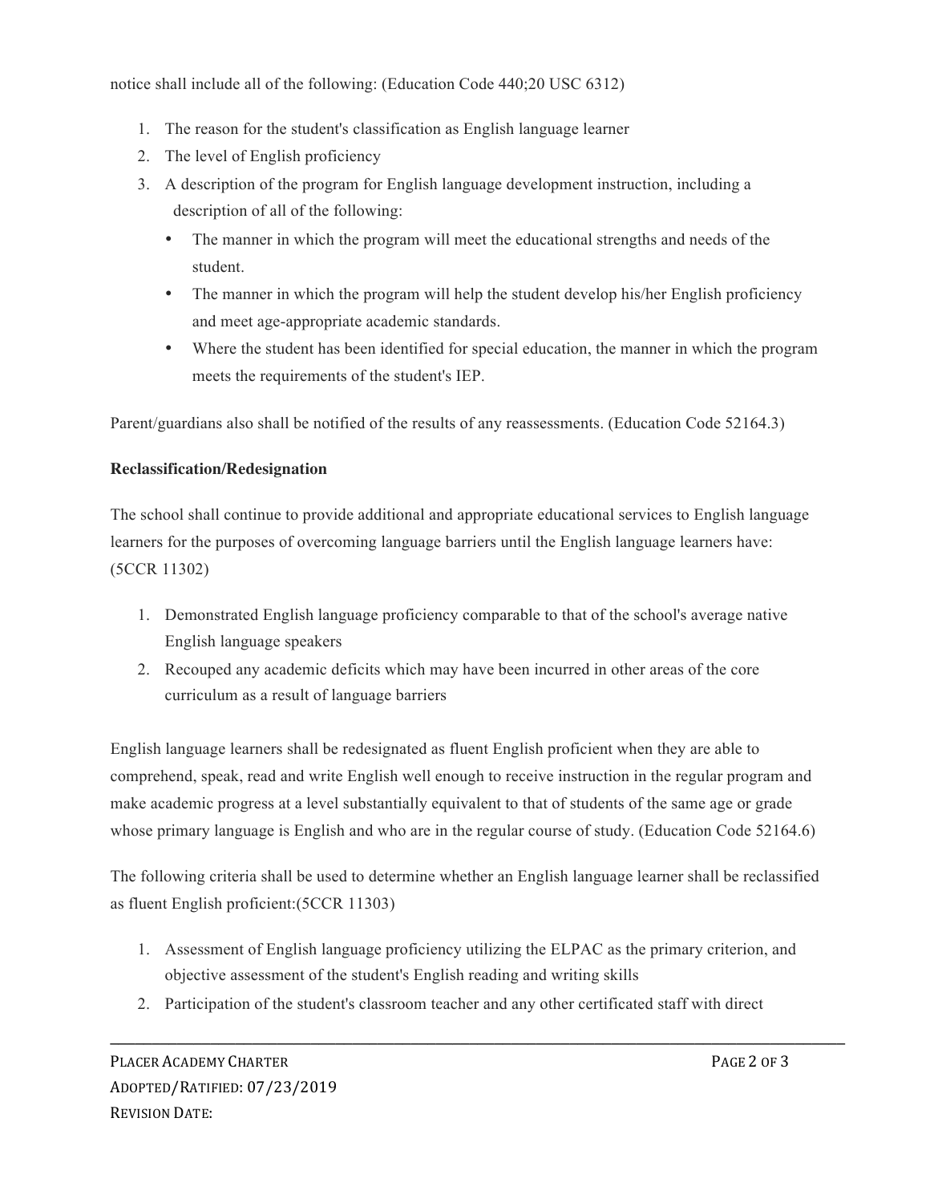notice shall include all of the following: (Education Code 440;20 USC 6312)

1. The reason for the student's classification as English language learner
2. The level of English proficiency
3. A description of the program for English language development instruction, including a description of all of the following:
   - The manner in which the program will meet the educational strengths and needs of the student.
   - The manner in which the program will help the student develop his/her English proficiency and meet age-appropriate academic standards.
   - Where the student has been identified for special education, the manner in which the program meets the requirements of the student's IEP.

Parent/guardians also shall be notified of the results of any reassessments. (Education Code 52164.3)

**Reclassification/Redesignation**

The school shall continue to provide additional and appropriate educational services to English language learners for the purposes of overcoming language barriers until the English language learners have: (5CCR 11302)

1. Demonstrated English language proficiency comparable to that of the school's average native English language speakers
2. Recouped any academic deficits which may have been incurred in other areas of the core curriculum as a result of language barriers

English language learners shall be redesignated as fluent English proficient when they are able to comprehend, speak, read and write English well enough to receive instruction in the regular program and make academic progress at a level substantially equivalent to that of students of the same age or grade whose primary language is English and who are in the regular course of study. (Education Code 52164.6)

The following criteria shall be used to determine whether an English language learner shall be reclassified as fluent English proficient:(5CCR 11303)

1. Assessment of English language proficiency utilizing the ELPAC as the primary criterion, and objective assessment of the student's English reading and writing skills
2. Participation of the student's classroom teacher and any other certificated staff with direct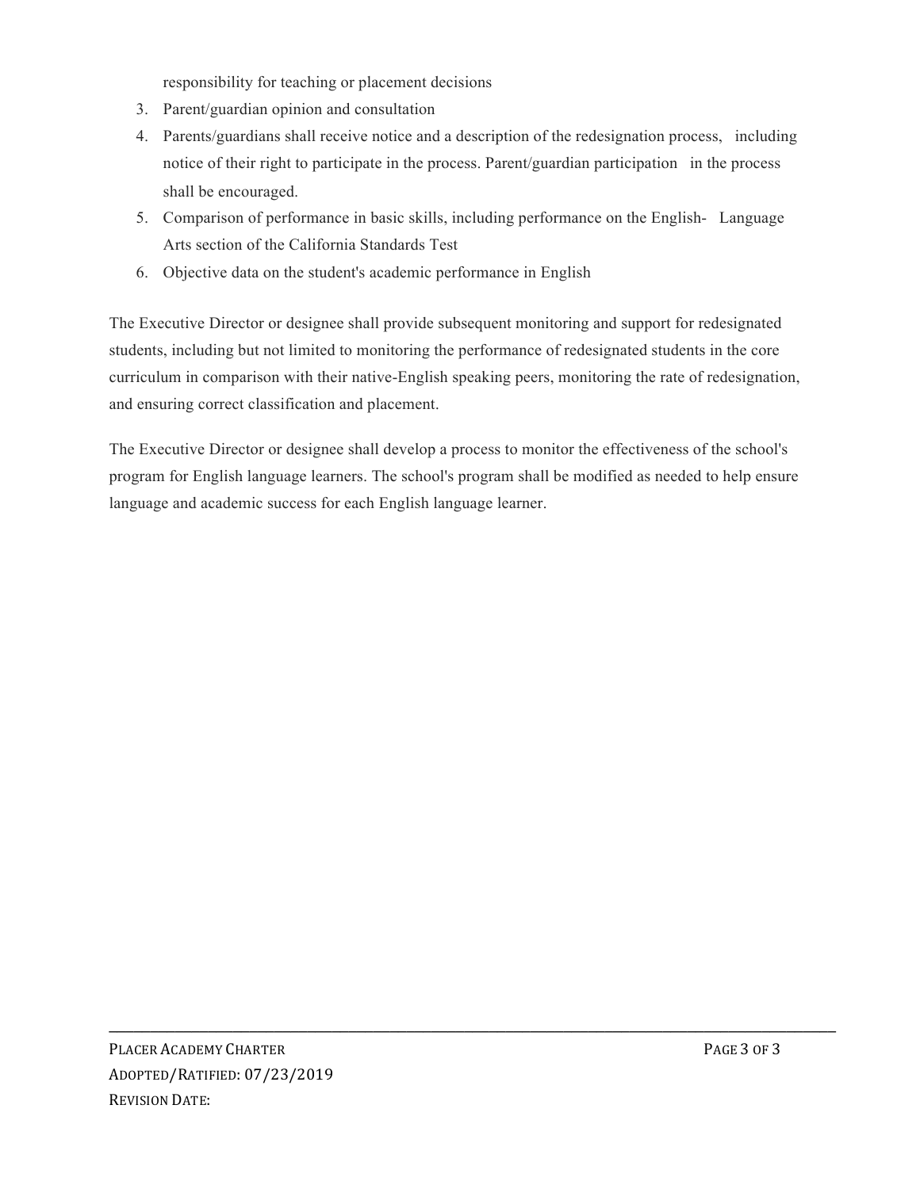responsibility for teaching or placement decisions

3. Parent/guardian opinion and consultation
4. Parents/guardians shall receive notice and a description of the redesignation process, including notice of their right to participate in the process. Parent/guardian participation in the process shall be encouraged.
5. Comparison of performance in basic skills, including performance on the English- Language Arts section of the California Standards Test
6. Objective data on the student's academic performance in English

The Executive Director or designee shall provide subsequent monitoring and support for redesignated students, including but not limited to monitoring the performance of redesignated students in the core curriculum in comparison with their native-English speaking peers, monitoring the rate of redesignation, and ensuring correct classification and placement.

The Executive Director or designee shall develop a process to monitor the effectiveness of the school's program for English language learners. The school's program shall be modified as needed to help ensure language and academic success for each English language learner.

PLACER ACADEMY CHARTER
ADOPTED/RATIFIED: 07/23/2019
REVISION DATE: